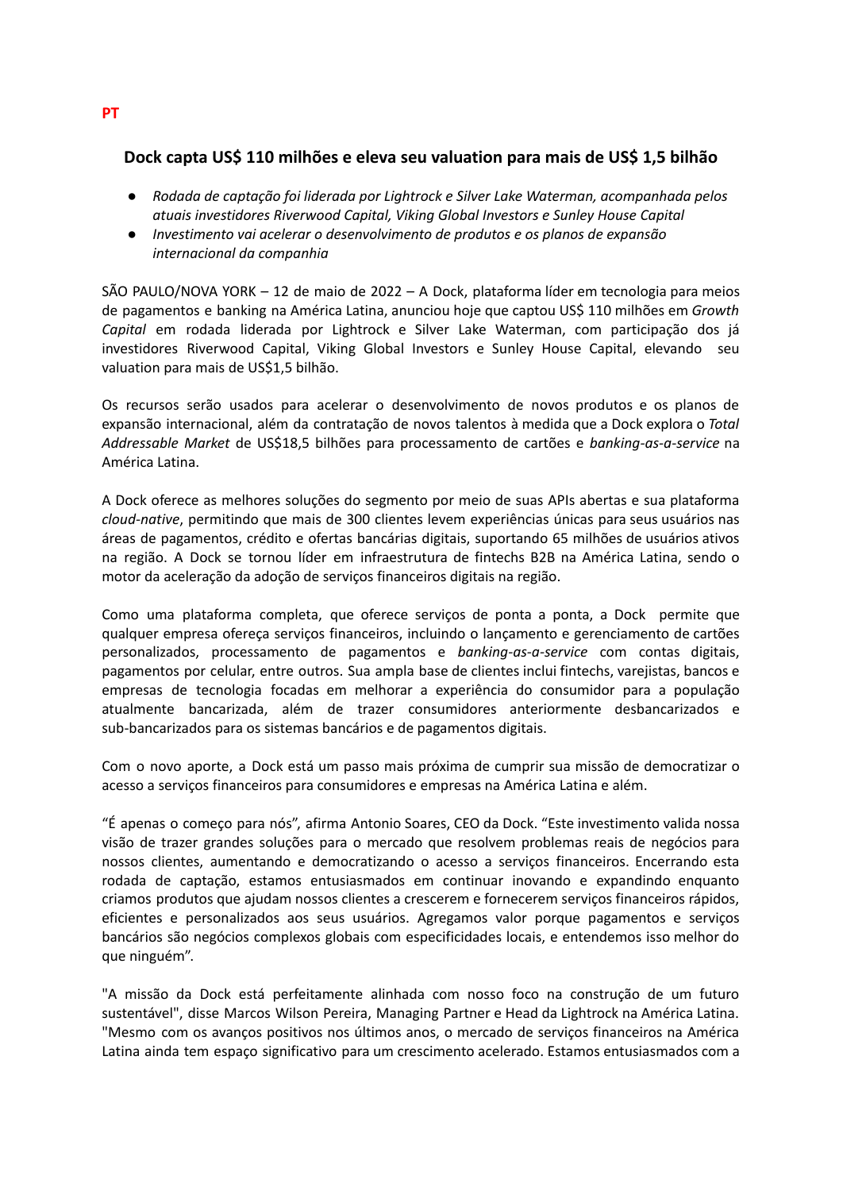**PT**

## Dock capta US$ 110 milhões e eleva seu valuation para mais de US$ 1,5 bilhão

- *Rodada de captação foi liderada por Lightrock e Silver Lake Waterman, acompanhada pelos atuais investidores Riverwood Capital, Viking Global Investors e Sunley House Capital*
- *Investimento vai acelerar o desenvolvimento de produtos e os planos de expansão internacional da companhia*

SÃO PAULO/NOVA YORK – 12 de maio de 2022 – A Dock, plataforma líder em tecnologia para meios de pagamentos e banking na América Latina, anunciou hoje que captou US$ 110 milhões em *Growth Capital* em rodada liderada por Lightrock e Silver Lake Waterman, com participação dos já investidores Riverwood Capital, Viking Global Investors e Sunley House Capital, elevando seu valuation para mais de US$1,5 bilhão.

Os recursos serão usados para acelerar o desenvolvimento de novos produtos e os planos de expansão internacional, além da contratação de novos talentos à medida que a Dock explora o *Total Addressable Market* de US$18,5 bilhões para processamento de cartões e *banking-as-a-service* na América Latina.

A Dock oferece as melhores soluções do segmento por meio de suas APIs abertas e sua plataforma *cloud-native*, permitindo que mais de 300 clientes levem experiências únicas para seus usuários nas áreas de pagamentos, crédito e ofertas bancárias digitais, suportando 65 milhões de usuários ativos na região. A Dock se tornou líder em infraestrutura de fintechs B2B na América Latina, sendo o motor da aceleração da adoção de serviços financeiros digitais na região.

Como uma plataforma completa, que oferece serviços de ponta a ponta, a Dock permite que qualquer empresa ofereça serviços financeiros, incluindo o lançamento e gerenciamento de cartões personalizados, processamento de pagamentos e *banking-as-a-service* com contas digitais, pagamentos por celular, entre outros. Sua ampla base de clientes inclui fintechs, varejistas, bancos e empresas de tecnologia focadas em melhorar a experiência do consumidor para a população atualmente bancarizada, além de trazer consumidores anteriormente desbancarizados e sub-bancarizados para os sistemas bancários e de pagamentos digitais.

Com o novo aporte, a Dock está um passo mais próxima de cumprir sua missão de democratizar o acesso a serviços financeiros para consumidores e empresas na América Latina e além.

"É apenas o começo para nós", afirma Antonio Soares, CEO da Dock. "Este investimento valida nossa visão de trazer grandes soluções para o mercado que resolvem problemas reais de negócios para nossos clientes, aumentando e democratizando o acesso a serviços financeiros. Encerrando esta rodada de captação, estamos entusiasmados em continuar inovando e expandindo enquanto criamos produtos que ajudam nossos clientes a crescerem e fornecerem serviços financeiros rápidos, eficientes e personalizados aos seus usuários. Agregamos valor porque pagamentos e serviços bancários são negócios complexos globais com especificidades locais, e entendemos isso melhor do que ninguém".

"A missão da Dock está perfeitamente alinhada com nosso foco na construção de um futuro sustentável", disse Marcos Wilson Pereira, Managing Partner e Head da Lightrock na América Latina. "Mesmo com os avanços positivos nos últimos anos, o mercado de serviços financeiros na América Latina ainda tem espaço significativo para um crescimento acelerado. Estamos entusiasmados com a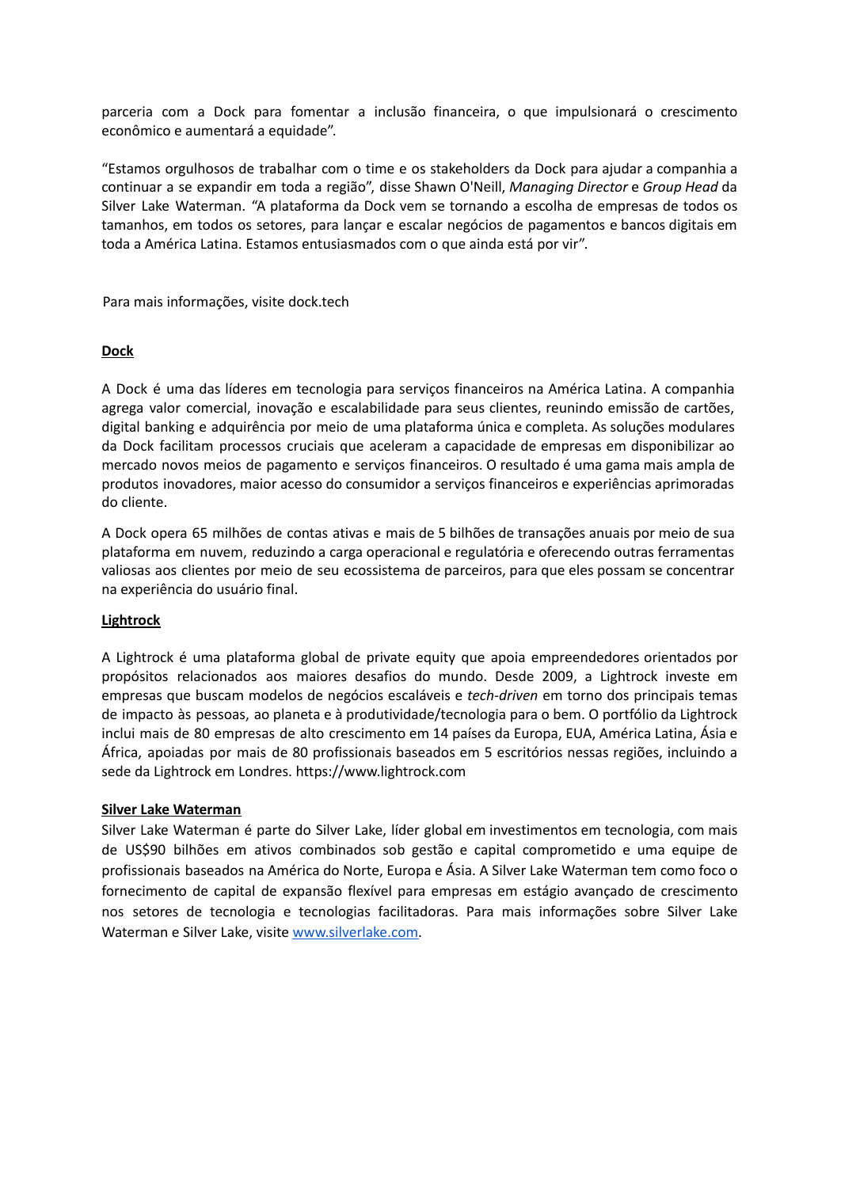parceria com a Dock para fomentar a inclusão financeira, o que impulsionará o crescimento econômico e aumentará a equidade".

"Estamos orgulhosos de trabalhar com o time e os stakeholders da Dock para ajudar a companhia a continuar a se expandir em toda a região", disse Shawn O'Neill, *Managing Director* e *Group Head* da Silver Lake Waterman. "A plataforma da Dock vem se tornando a escolha de empresas de todos os tamanhos, em todos os setores, para lançar e escalar negócios de pagamentos e bancos digitais em toda a América Latina. Estamos entusiasmados com o que ainda está por vir".

Para mais informações, visite dock.tech

**Dock**

A Dock é uma das líderes em tecnologia para serviços financeiros na América Latina. A companhia agrega valor comercial, inovação e escalabilidade para seus clientes, reunindo emissão de cartões, digital banking e adquirência por meio de uma plataforma única e completa. As soluções modulares da Dock facilitam processos cruciais que aceleram a capacidade de empresas em disponibilizar ao mercado novos meios de pagamento e serviços financeiros. O resultado é uma gama mais ampla de produtos inovadores, maior acesso do consumidor a serviços financeiros e experiências aprimoradas do cliente.

A Dock opera 65 milhões de contas ativas e mais de 5 bilhões de transações anuais por meio de sua plataforma em nuvem, reduzindo a carga operacional e regulatória e oferecendo outras ferramentas valiosas aos clientes por meio de seu ecossistema de parceiros, para que eles possam se concentrar na experiência do usuário final.

**Lightrock**

A Lightrock é uma plataforma global de private equity que apoia empreendedores orientados por propósitos relacionados aos maiores desafios do mundo. Desde 2009, a Lightrock investe em empresas que buscam modelos de negócios escaláveis e *tech-driven* em torno dos principais temas de impacto às pessoas, ao planeta e à produtividade/tecnologia para o bem. O portfólio da Lightrock inclui mais de 80 empresas de alto crescimento em 14 países da Europa, EUA, América Latina, Ásia e África, apoiadas por mais de 80 profissionais baseados em 5 escritórios nessas regiões, incluindo a sede da Lightrock em Londres. https://www.lightrock.com

**Silver Lake Waterman**

Silver Lake Waterman é parte do Silver Lake, líder global em investimentos em tecnologia, com mais de US$90 bilhões em ativos combinados sob gestão e capital comprometido e uma equipe de profissionais baseados na América do Norte, Europa e Ásia. A Silver Lake Waterman tem como foco o fornecimento de capital de expansão flexível para empresas em estágio avançado de crescimento nos setores de tecnologia e tecnologias facilitadoras. Para mais informações sobre Silver Lake Waterman e Silver Lake, visite [www.silverlake.com](http://www.silverlake.com).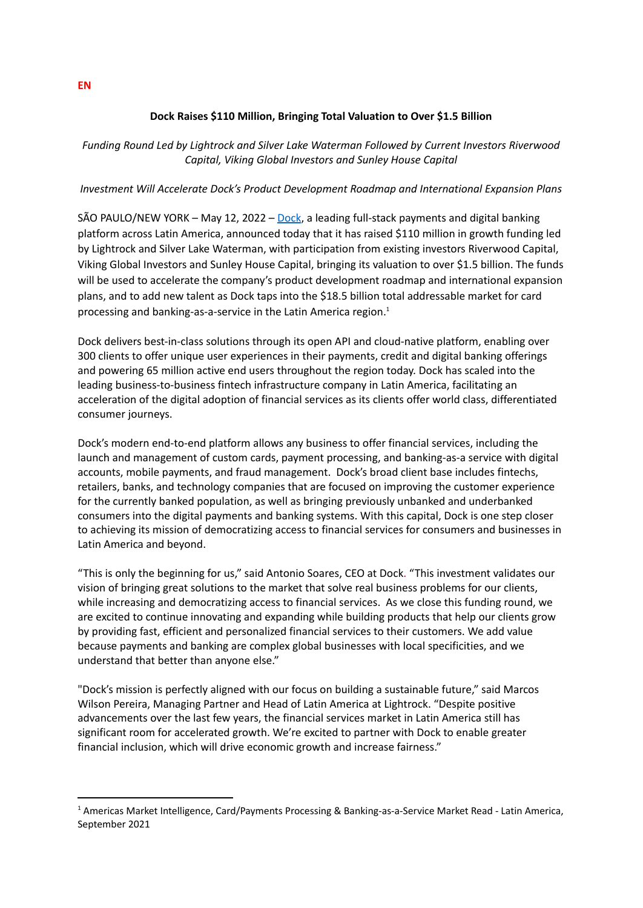**EN**

**Dock Raises $110 Million, Bringing Total Valuation to Over $1.5 Billion**

*Funding Round Led by Lightrock and Silver Lake Waterman Followed by Current Investors Riverwood Capital, Viking Global Investors and Sunley House Capital*

*Investment Will Accelerate Dock's Product Development Roadmap and International Expansion Plans*

SÃO PAULO/NEW YORK – May 12, 2022 – [Dock](), a leading full-stack payments and digital banking platform across Latin America, announced today that it has raised $110 million in growth funding led by Lightrock and Silver Lake Waterman, with participation from existing investors Riverwood Capital, Viking Global Investors and Sunley House Capital, bringing its valuation to over $1.5 billion. The funds will be used to accelerate the company's product development roadmap and international expansion plans, and to add new talent as Dock taps into the $18.5 billion total addressable market for card processing and banking-as-a-service in the Latin America region.[1]

Dock delivers best-in-class solutions through its open API and cloud-native platform, enabling over 300 clients to offer unique user experiences in their payments, credit and digital banking offerings and powering 65 million active end users throughout the region today. Dock has scaled into the leading business-to-business fintech infrastructure company in Latin America, facilitating an acceleration of the digital adoption of financial services as its clients offer world class, differentiated consumer journeys.

Dock's modern end-to-end platform allows any business to offer financial services, including the launch and management of custom cards, payment processing, and banking-as-a service with digital accounts, mobile payments, and fraud management. Dock's broad client base includes fintechs, retailers, banks, and technology companies that are focused on improving the customer experience for the currently banked population, as well as bringing previously unbanked and underbanked consumers into the digital payments and banking systems. With this capital, Dock is one step closer to achieving its mission of democratizing access to financial services for consumers and businesses in Latin America and beyond.

"This is only the beginning for us," said Antonio Soares, CEO at Dock. "This investment validates our vision of bringing great solutions to the market that solve real business problems for our clients, while increasing and democratizing access to financial services. As we close this funding round, we are excited to continue innovating and expanding while building products that help our clients grow by providing fast, efficient and personalized financial services to their customers. We add value because payments and banking are complex global businesses with local specificities, and we understand that better than anyone else."

"Dock's mission is perfectly aligned with our focus on building a sustainable future," said Marcos Wilson Pereira, Managing Partner and Head of Latin America at Lightrock. "Despite positive advancements over the last few years, the financial services market in Latin America still has significant room for accelerated growth. We're excited to partner with Dock to enable greater financial inclusion, which will drive economic growth and increase fairness."

---

[1] Americas Market Intelligence, Card/Payments Processing & Banking-as-a-Service Market Read - Latin America, September 2021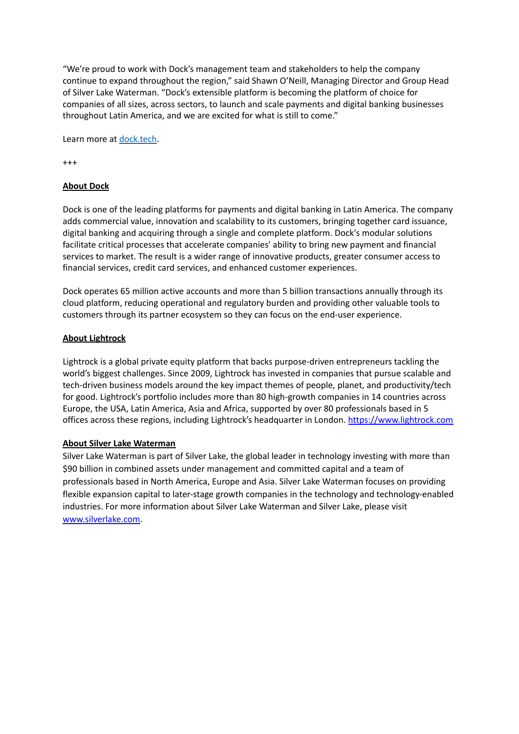"We're proud to work with Dock's management team and stakeholders to help the company continue to expand throughout the region," said Shawn O'Neill, Managing Director and Group Head of Silver Lake Waterman. "Dock's extensible platform is becoming the platform of choice for companies of all sizes, across sectors, to launch and scale payments and digital banking businesses throughout Latin America, and we are excited for what is still to come."

Learn more at [dock.tech](dock.tech).

+++

## **About Dock**

Dock is one of the leading platforms for payments and digital banking in Latin America. The company adds commercial value, innovation and scalability to its customers, bringing together card issuance, digital banking and acquiring through a single and complete platform. Dock's modular solutions facilitate critical processes that accelerate companies' ability to bring new payment and financial services to market. The result is a wider range of innovative products, greater consumer access to financial services, credit card services, and enhanced customer experiences.

Dock operates 65 million active accounts and more than 5 billion transactions annually through its cloud platform, reducing operational and regulatory burden and providing other valuable tools to customers through its partner ecosystem so they can focus on the end-user experience.

## **About Lightrock**

Lightrock is a global private equity platform that backs purpose-driven entrepreneurs tackling the world's biggest challenges. Since 2009, Lightrock has invested in companies that pursue scalable and tech-driven business models around the key impact themes of people, planet, and productivity/tech for good. Lightrock's portfolio includes more than 80 high-growth companies in 14 countries across Europe, the USA, Latin America, Asia and Africa, supported by over 80 professionals based in 5 offices across these regions, including Lightrock's headquarter in London. https://www.lightrock.com

## **About Silver Lake Waterman**

Silver Lake Waterman is part of Silver Lake, the global leader in technology investing with more than $90 billion in combined assets under management and committed capital and a team of professionals based in North America, Europe and Asia. Silver Lake Waterman focuses on providing flexible expansion capital to later-stage growth companies in the technology and technology-enabled industries. For more information about Silver Lake Waterman and Silver Lake, please visit [www.silverlake.com](www.silverlake.com).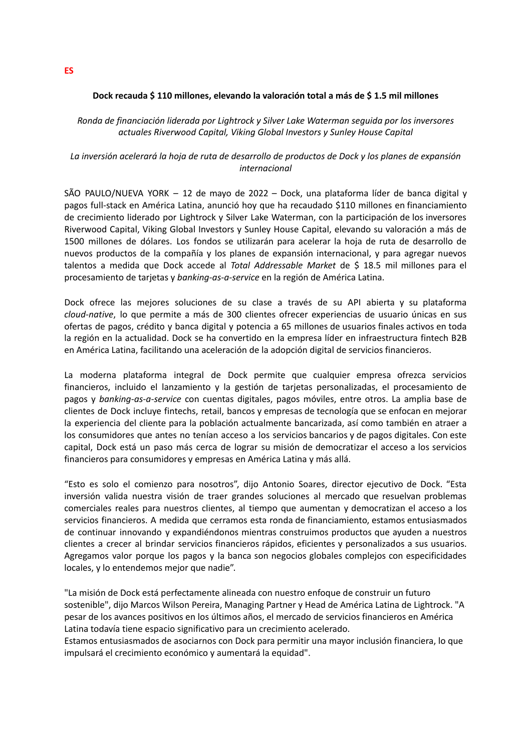**ES**

**Dock recauda $ 110 millones, elevando la valoración total a más de $ 1.5 mil millones**

*Ronda de financiación liderada por Lightrock y Silver Lake Waterman seguida por los inversores actuales Riverwood Capital, Viking Global Investors y Sunley House Capital*

*La inversión acelerará la hoja de ruta de desarrollo de productos de Dock y los planes de expansión internacional*

SÃO PAULO/NUEVA YORK – 12 de mayo de 2022 – Dock, una plataforma líder de banca digital y pagos full-stack en América Latina, anunció hoy que ha recaudado $110 millones en financiamiento de crecimiento liderado por Lightrock y Silver Lake Waterman, con la participación de los inversores Riverwood Capital, Viking Global Investors y Sunley House Capital, elevando su valoración a más de 1500 millones de dólares. Los fondos se utilizarán para acelerar la hoja de ruta de desarrollo de nuevos productos de la compañía y los planes de expansión internacional, y para agregar nuevos talentos a medida que Dock accede al *Total Addressable Market* de $ 18.5 mil millones para el procesamiento de tarjetas y *banking-as-a-service* en la región de América Latina.

Dock ofrece las mejores soluciones de su clase a través de su API abierta y su plataforma *cloud-native*, lo que permite a más de 300 clientes ofrecer experiencias de usuario únicas en sus ofertas de pagos, crédito y banca digital y potencia a 65 millones de usuarios finales activos en toda la región en la actualidad. Dock se ha convertido en la empresa líder en infraestructura fintech B2B en América Latina, facilitando una aceleración de la adopción digital de servicios financieros.

La moderna plataforma integral de Dock permite que cualquier empresa ofrezca servicios financieros, incluido el lanzamiento y la gestión de tarjetas personalizadas, el procesamiento de pagos y *banking-as-a-service* con cuentas digitales, pagos móviles, entre otros. La amplia base de clientes de Dock incluye fintechs, retail, bancos y empresas de tecnología que se enfocan en mejorar la experiencia del cliente para la población actualmente bancarizada, así como también en atraer a los consumidores que antes no tenían acceso a los servicios bancarios y de pagos digitales. Con este capital, Dock está un paso más cerca de lograr su misión de democratizar el acceso a los servicios financieros para consumidores y empresas en América Latina y más allá.

“Esto es solo el comienzo para nosotros”, dijo Antonio Soares, director ejecutivo de Dock. “Esta inversión valida nuestra visión de traer grandes soluciones al mercado que resuelvan problemas comerciales reales para nuestros clientes, al tiempo que aumentan y democratizan el acceso a los servicios financieros. A medida que cerramos esta ronda de financiamiento, estamos entusiasmados de continuar innovando y expandiéndonos mientras construimos productos que ayuden a nuestros clientes a crecer al brindar servicios financieros rápidos, eficientes y personalizados a sus usuarios. Agregamos valor porque los pagos y la banca son negocios globales complejos con especificidades locales, y lo entendemos mejor que nadie”.

"La misión de Dock está perfectamente alineada con nuestro enfoque de construir un futuro sostenible", dijo Marcos Wilson Pereira, Managing Partner y Head de América Latina de Lightrock. "A pesar de los avances positivos en los últimos años, el mercado de servicios financieros en América Latina todavía tiene espacio significativo para un crecimiento acelerado.
Estamos entusiasmados de asociarnos con Dock para permitir una mayor inclusión financiera, lo que impulsará el crecimiento económico y aumentará la equidad".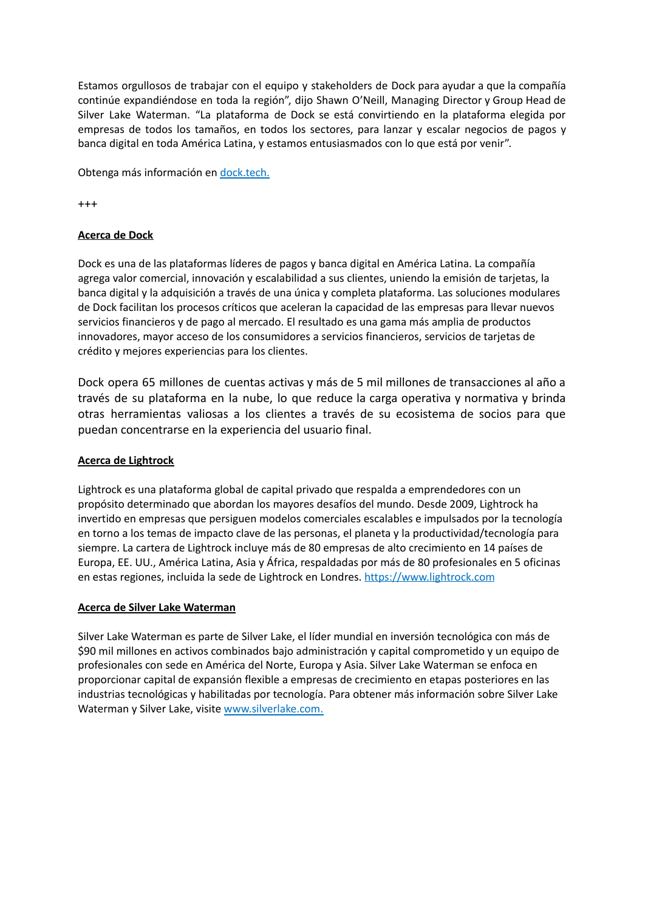Estamos orgullosos de trabajar con el equipo y stakeholders de Dock para ayudar a que la compañía continúe expandiéndose en toda la región", dijo Shawn O'Neill, Managing Director y Group Head de Silver Lake Waterman. "La plataforma de Dock se está convirtiendo en la plataforma elegida por empresas de todos los tamaños, en todos los sectores, para lanzar y escalar negocios de pagos y banca digital en toda América Latina, y estamos entusiasmados con lo que está por venir".

Obtenga más información en [dock.tech.](https://dock.tech)

+++

**Acerca de Dock**

Dock es una de las plataformas líderes de pagos y banca digital en América Latina. La compañía agrega valor comercial, innovación y escalabilidad a sus clientes, uniendo la emisión de tarjetas, la banca digital y la adquisición a través de una única y completa plataforma. Las soluciones modulares de Dock facilitan los procesos críticos que aceleran la capacidad de las empresas para llevar nuevos servicios financieros y de pago al mercado. El resultado es una gama más amplia de productos innovadores, mayor acceso de los consumidores a servicios financieros, servicios de tarjetas de crédito y mejores experiencias para los clientes.

Dock opera 65 millones de cuentas activas y más de 5 mil millones de transacciones al año a través de su plataforma en la nube, lo que reduce la carga operativa y normativa y brinda otras herramientas valiosas a los clientes a través de su ecosistema de socios para que puedan concentrarse en la experiencia del usuario final.

**Acerca de Lightrock**

Lightrock es una plataforma global de capital privado que respalda a emprendedores con un propósito determinado que abordan los mayores desafíos del mundo. Desde 2009, Lightrock ha invertido en empresas que persiguen modelos comerciales escalables e impulsados por la tecnología en torno a los temas de impacto clave de las personas, el planeta y la productividad/tecnología para siempre. La cartera de Lightrock incluye más de 80 empresas de alto crecimiento en 14 países de Europa, EE. UU., América Latina, Asia y África, respaldadas por más de 80 profesionales en 5 oficinas en estas regiones, incluida la sede de Lightrock en Londres. https://www.lightrock.com

**Acerca de Silver Lake Waterman**

Silver Lake Waterman es parte de Silver Lake, el líder mundial en inversión tecnológica con más de $90 mil millones en activos combinados bajo administración y capital comprometido y un equipo de profesionales con sede en América del Norte, Europa y Asia. Silver Lake Waterman se enfoca en proporcionar capital de expansión flexible a empresas de crecimiento en etapas posteriores en las industrias tecnológicas y habilitadas por tecnología. Para obtener más información sobre Silver Lake Waterman y Silver Lake, visite [www.silverlake.com.](https://www.silverlake.com)